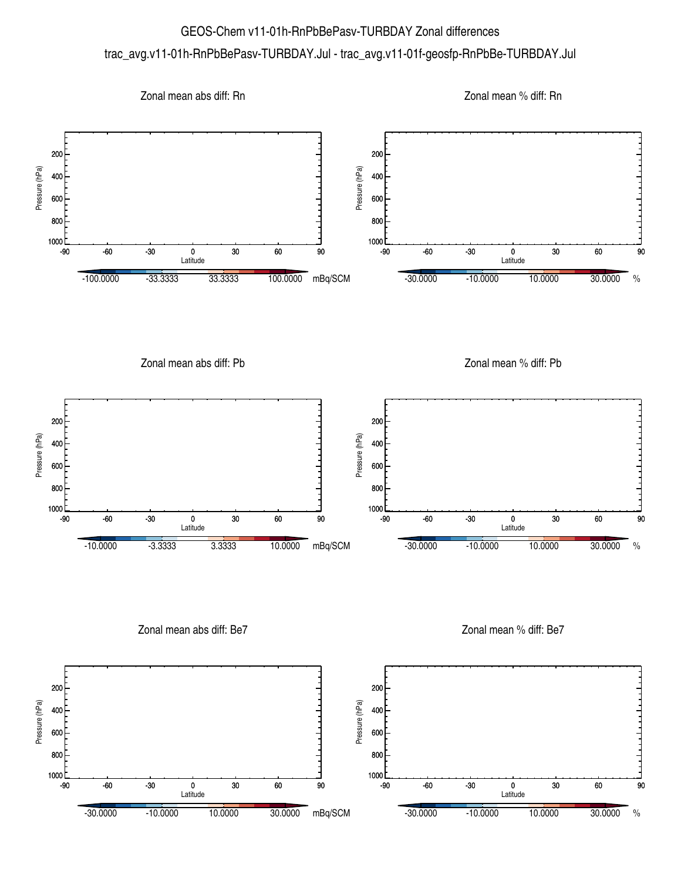# GEOS-Chem v11-01h-RnPbBePasv-TURBDAY Zonal differences

trac_avg.v11-01h-RnPbBePasv-TURBDAY.Jul - trac_avg.v11-01f-geosfp-RnPbBe-TURBDAY.Jul

## Zonal mean abs diff: Rn

Pressure (hPa): 200, 400, 600, 800, 1000

Latitude: -90, -60, -30, 0, 30, 60, 90

-100.0000 -33.3333 33.3333 100.0000 mBq/SCM

## Zonal mean % diff: Rn

Pressure (hPa): 200, 400, 600, 800, 1000

Latitude: -90, -60, -30, 0, 30, 60, 90

-30.0000 -10.0000 10.0000 30.0000 %

## Zonal mean abs diff: Pb

Pressure (hPa): 200, 400, 600, 800, 1000

Latitude: -90, -60, -30, 0, 30, 60, 90

-10.0000 -3.3333 3.3333 10.0000 mBq/SCM

## Zonal mean % diff: Pb

Pressure (hPa): 200, 400, 600, 800, 1000

Latitude: -90, -60, -30, 0, 30, 60, 90

-30.0000 -10.0000 10.0000 30.0000 %

## Zonal mean abs diff: Be7

Pressure (hPa): 200, 400, 600, 800, 1000

Latitude: -90, -60, -30, 0, 30, 60, 90

-30.0000 -10.0000 10.0000 30.0000 mBq/SCM

## Zonal mean % diff: Be7

Pressure (hPa): 200, 400, 600, 800, 1000

Latitude: -90, -60, -30, 0, 30, 60, 90

-30.0000 -10.0000 10.0000 30.0000 %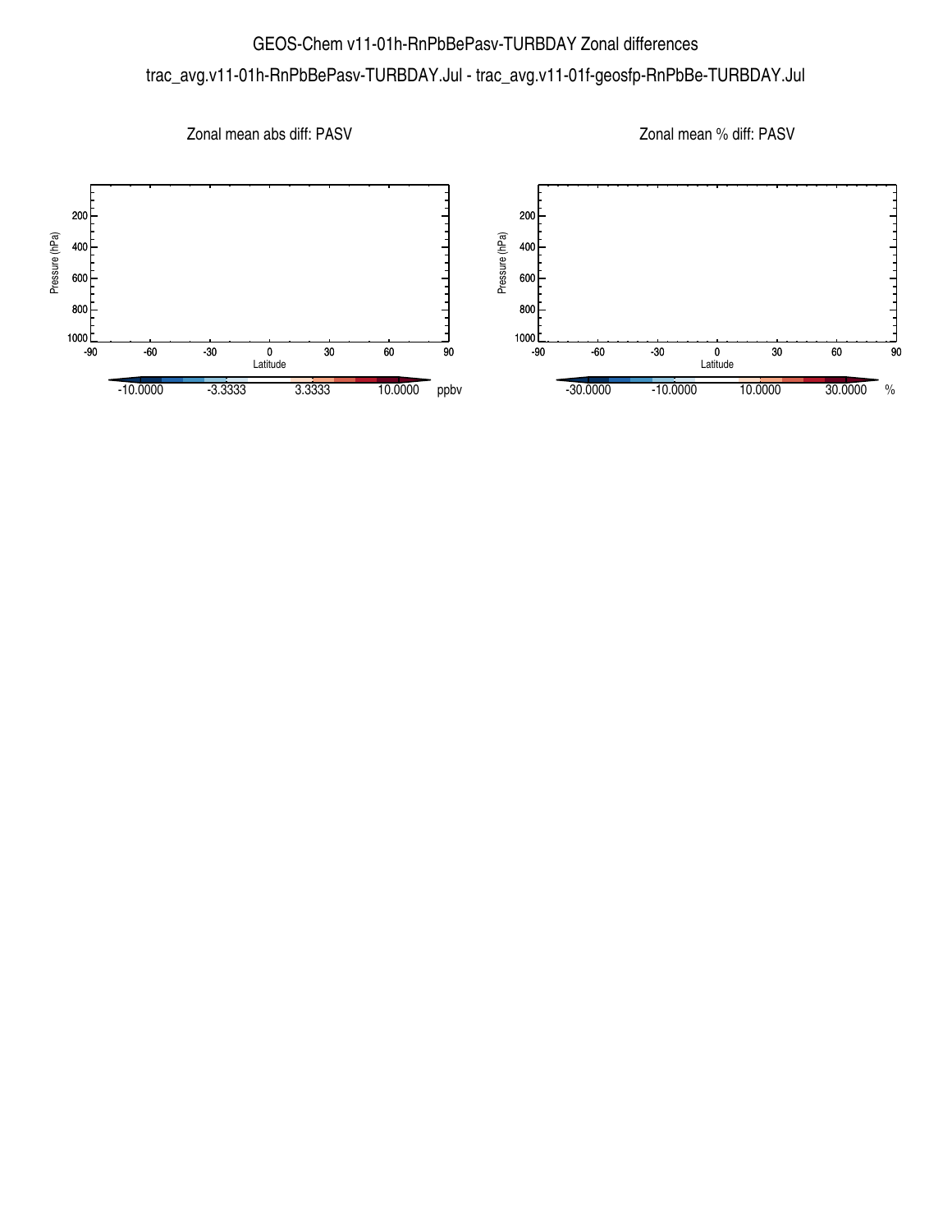GEOS-Chem v11-01h-RnPbBePasv-TURBDAY Zonal differences

trac_avg.v11-01h-RnPbBePasv-TURBDAY.Jul - trac_avg.v11-01f-geosfp-RnPbBe-TURBDAY.Jul

Zonal mean abs diff: PASV

Pressure (hPa)

200
400
600
800
1000

-90 -60 -30 0 30 60 90

Latitude

-10.0000 -3.3333 3.3333 10.0000 ppbv

Zonal mean % diff: PASV

Pressure (hPa)

200
400
600
800
1000

-90 -60 -30 0 30 60 90

Latitude

-30.0000 -10.0000 10.0000 30.0000 %